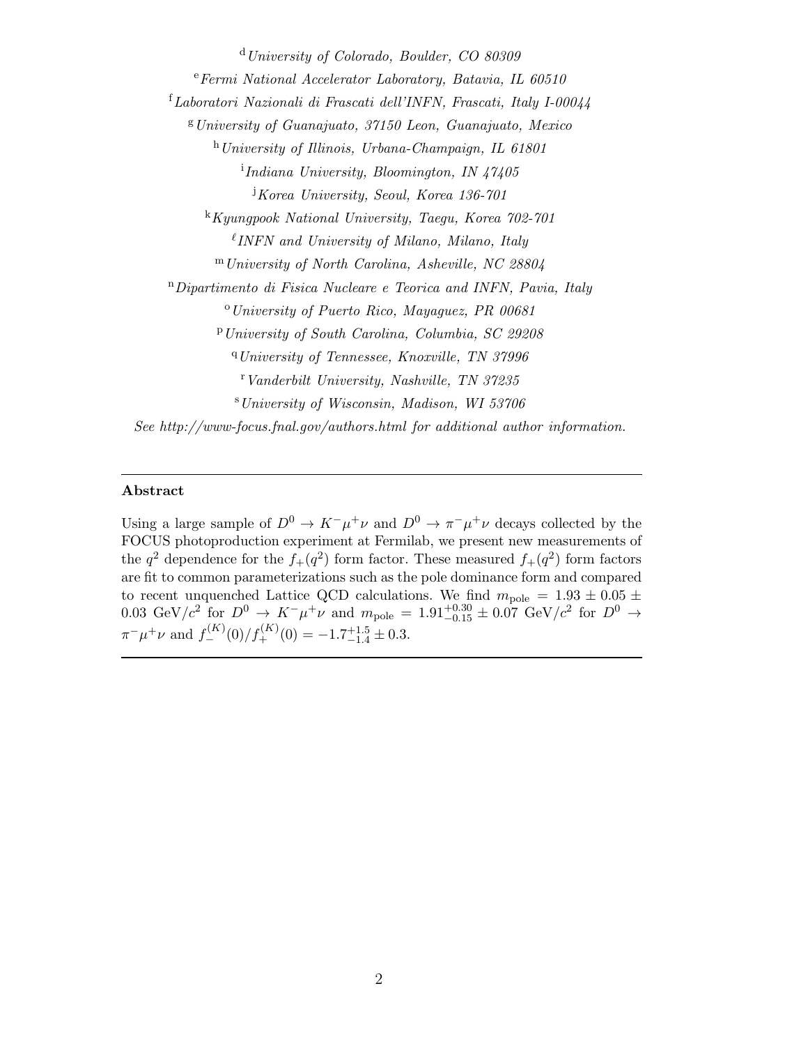[d] *University of Colorado, Boulder, CO 80309*

[e] *Fermi National Accelerator Laboratory, Batavia, IL 60510*

[f] *Laboratori Nazionali di Frascati dell'INFN, Frascati, Italy I-00044*

[g] *University of Guanajuato, 37150 Leon, Guanajuato, Mexico*

[h] *University of Illinois, Urbana-Champaign, IL 61801*

[i] *Indiana University, Bloomington, IN 47405*

[j] *Korea University, Seoul, Korea 136-701*

[k] *Kyungpook National University, Taegu, Korea 702-701*

[ℓ] *INFN and University of Milano, Milano, Italy*

[m] *University of North Carolina, Asheville, NC 28804*

[n] *Dipartimento di Fisica Nucleare e Teorica and INFN, Pavia, Italy*

[o] *University of Puerto Rico, Mayaguez, PR 00681*

[p] *University of South Carolina, Columbia, SC 29208*

[q] *University of Tennessee, Knoxville, TN 37996*

[r] *Vanderbilt University, Nashville, TN 37235*

[s] *University of Wisconsin, Madison, WI 53706*

*See http://www-focus.fnal.gov/authors.html for additional author information.*

---

**Abstract**

Using a large sample of $D^0 \to K^-\mu^+\nu$ and $D^0 \to \pi^-\mu^+\nu$ decays collected by the FOCUS photoproduction experiment at Fermilab, we present new measurements of the $q^2$ dependence for the $f_+(q^2)$ form factor. These measured $f_+(q^2)$ form factors are fit to common parameterizations such as the pole dominance form and compared to recent unquenched Lattice QCD calculations. We find $m_{\text{pole}} = 1.93 \pm 0.05 \pm 0.03$ GeV$/c^2$ for $D^0 \to K^-\mu^+\nu$ and $m_{\text{pole}} = 1.91^{+0.30}_{-0.15} \pm 0.07$ GeV$/c^2$ for $D^0 \to \pi^-\mu^+\nu$ and $f_-^{(K)}(0)/f_+^{(K)}(0) = -1.7^{+1.5}_{-1.4} \pm 0.3$.

---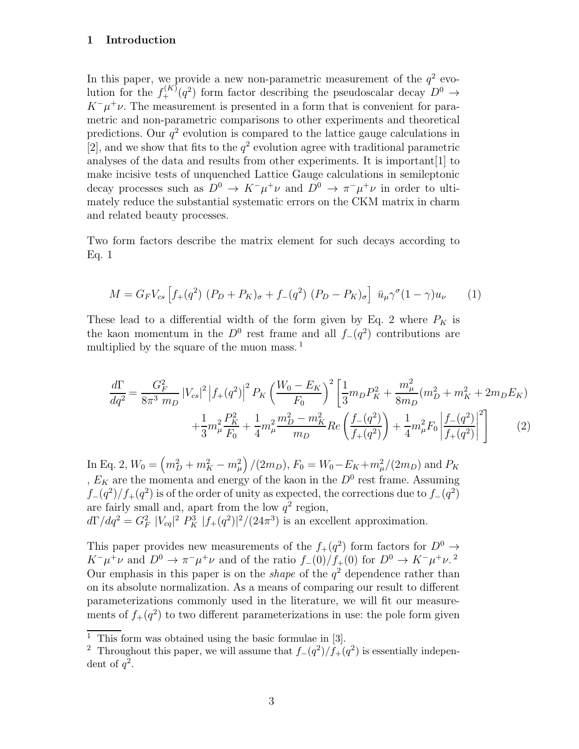# 1 Introduction

In this paper, we provide a new non-parametric measurement of the $q^2$ evolution for the $f_+^{(K)}(q^2)$ form factor describing the pseudoscalar decay $D^0 \to K^-\mu^+\nu$. The measurement is presented in a form that is convenient for parametric and non-parametric comparisons to other experiments and theoretical predictions. Our $q^2$ evolution is compared to the lattice gauge calculations in [2], and we show that fits to the $q^2$ evolution agree with traditional parametric analyses of the data and results from other experiments. It is important[1] to make incisive tests of unquenched Lattice Gauge calculations in semileptonic decay processes such as $D^0 \to K^-\mu^+\nu$ and $D^0 \to \pi^-\mu^+\nu$ in order to ultimately reduce the substantial systematic errors on the CKM matrix in charm and related beauty processes.

Two form factors describe the matrix element for such decays according to Eq. 1

$$M = G_F V_{cs} \left[ f_+(q^2)\ (P_D + P_K)_\sigma + f_-(q^2)\ (P_D - P_K)_\sigma \right]\ \bar{u}_\mu \gamma^\sigma (1-\gamma) u_\nu \qquad (1)$$

These lead to a differential width of the form given by Eq. 2 where $P_K$ is the kaon momentum in the $D^0$ rest frame and all $f_-(q^2)$ contributions are multiplied by the square of the muon mass. [1]

$$\frac{d\Gamma}{dq^2} = \frac{G_F^2}{8\pi^3\ m_D} \left|V_{cs}\right|^2 \left|f_+(q^2)\right|^2 P_K \left(\frac{W_0 - E_K}{F_0}\right)^2 \left[\frac{1}{3} m_D P_K^2 + \frac{m_\mu^2}{8 m_D}(m_D^2 + m_K^2 + 2 m_D E_K) + \frac{1}{3} m_\mu^2 \frac{P_K^2}{F_0} + \frac{1}{4} m_\mu^2 \frac{m_D^2 - m_K^2}{m_D} Re\left(\frac{f_-(q^2)}{f_+(q^2)}\right) + \frac{1}{4} m_\mu^2 F_0 \left|\frac{f_-(q^2)}{f_+(q^2)}\right|^2\right] \qquad (2)$$

In Eq. 2, $W_0 = \left(m_D^2 + m_K^2 - m_\mu^2\right)/(2m_D)$, $F_0 = W_0 - E_K + m_\mu^2/(2m_D)$ and $P_K$, $E_K$ are the momenta and energy of the kaon in the $D^0$ rest frame. Assuming $f_-(q^2)/f_+(q^2)$ is of the order of unity as expected, the corrections due to $f_-(q^2)$ are fairly small and, apart from the low $q^2$ region, $d\Gamma/dq^2 = G_F^2\ |V_{cq}|^2\ P_K^3\ |f_+(q^2)|^2/(24\pi^3)$ is an excellent approximation.

This paper provides new measurements of the $f_+(q^2)$ form factors for $D^0 \to K^-\mu^+\nu$ and $D^0 \to \pi^-\mu^+\nu$ and of the ratio $f_-(0)/f_+(0)$ for $D^0 \to K^-\mu^+\nu$. [2] Our emphasis in this paper is on the *shape* of the $q^2$ dependence rather than on its absolute normalization. As a means of comparing our result to different parameterizations commonly used in the literature, we will fit our measurements of $f_+(q^2)$ to two different parameterizations in use: the pole form given

---

[1] This form was obtained using the basic formulae in [3].

[2] Throughout this paper, we will assume that $f_-(q^2)/f_+(q^2)$ is essentially independent of $q^2$.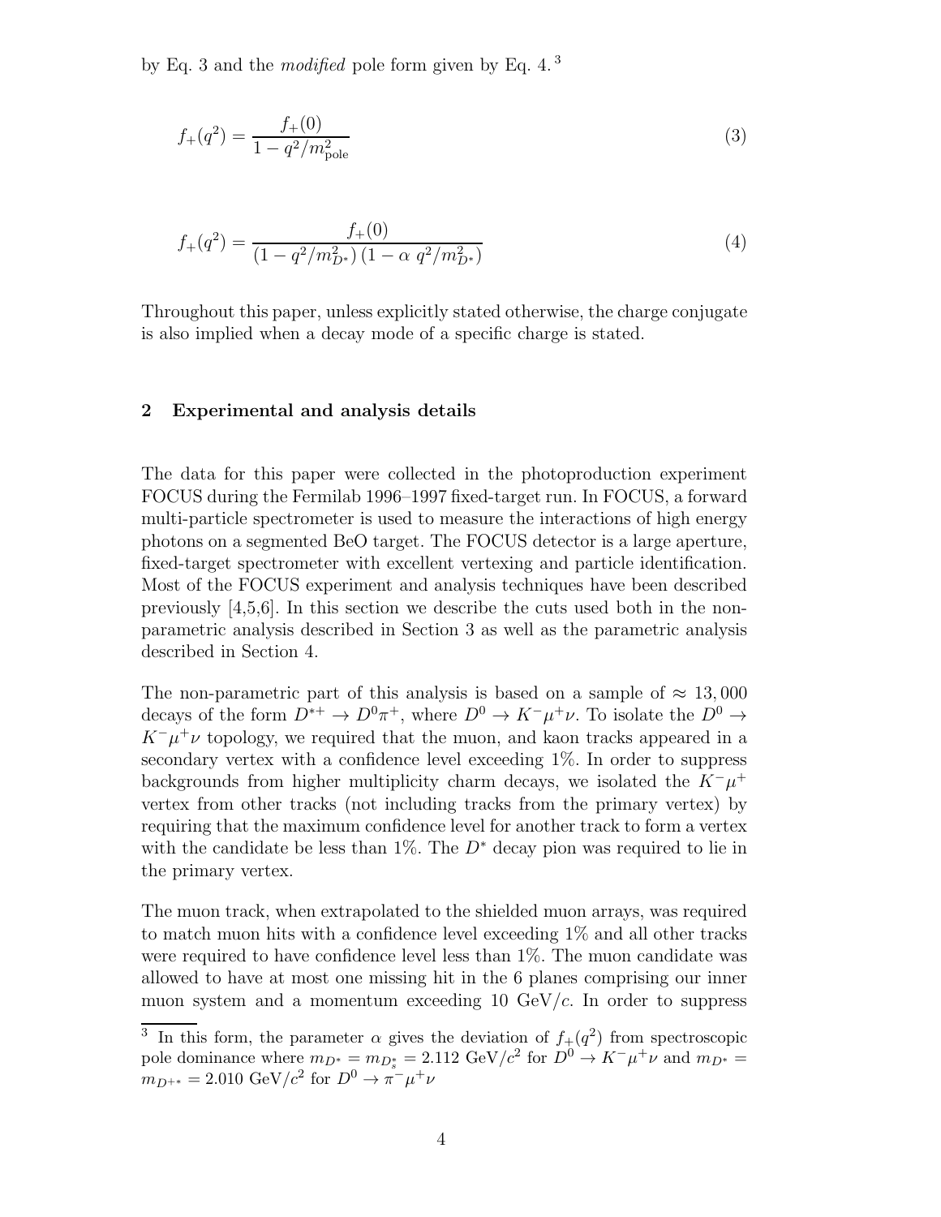by Eq. 3 and the *modified* pole form given by Eq. 4. [3]

$$f_+(q^2) = \frac{f_+(0)}{1 - q^2/m_{\rm pole}^2} \tag{3}$$

$$f_+(q^2) = \frac{f_+(0)}{(1 - q^2/m_{D^*}^2)\,(1 - \alpha\; q^2/m_{D^*}^2)} \tag{4}$$

Throughout this paper, unless explicitly stated otherwise, the charge conjugate is also implied when a decay mode of a specific charge is stated.

## 2 Experimental and analysis details

The data for this paper were collected in the photoproduction experiment FOCUS during the Fermilab 1996–1997 fixed-target run. In FOCUS, a forward multi-particle spectrometer is used to measure the interactions of high energy photons on a segmented BeO target. The FOCUS detector is a large aperture, fixed-target spectrometer with excellent vertexing and particle identification. Most of the FOCUS experiment and analysis techniques have been described previously [4,5,6]. In this section we describe the cuts used both in the non-parametric analysis described in Section 3 as well as the parametric analysis described in Section 4.

The non-parametric part of this analysis is based on a sample of $\approx 13,000$ decays of the form $D^{*+} \to D^0\pi^+$, where $D^0 \to K^-\mu^+\nu$. To isolate the $D^0 \to K^-\mu^+\nu$ topology, we required that the muon, and kaon tracks appeared in a secondary vertex with a confidence level exceeding 1%. In order to suppress backgrounds from higher multiplicity charm decays, we isolated the $K^-\mu^+$ vertex from other tracks (not including tracks from the primary vertex) by requiring that the maximum confidence level for another track to form a vertex with the candidate be less than 1%. The $D^*$ decay pion was required to lie in the primary vertex.

The muon track, when extrapolated to the shielded muon arrays, was required to match muon hits with a confidence level exceeding 1% and all other tracks were required to have confidence level less than 1%. The muon candidate was allowed to have at most one missing hit in the 6 planes comprising our inner muon system and a momentum exceeding 10 GeV/$c$. In order to suppress

[3] In this form, the parameter $\alpha$ gives the deviation of $f_+(q^2)$ from spectroscopic pole dominance where $m_{D^*} = m_{D_s^*} = 2.112$ GeV/$c^2$ for $D^0 \to K^-\mu^+\nu$ and $m_{D^*} = m_{D^{+*}} = 2.010$ GeV/$c^2$ for $D^0 \to \pi^-\mu^+\nu$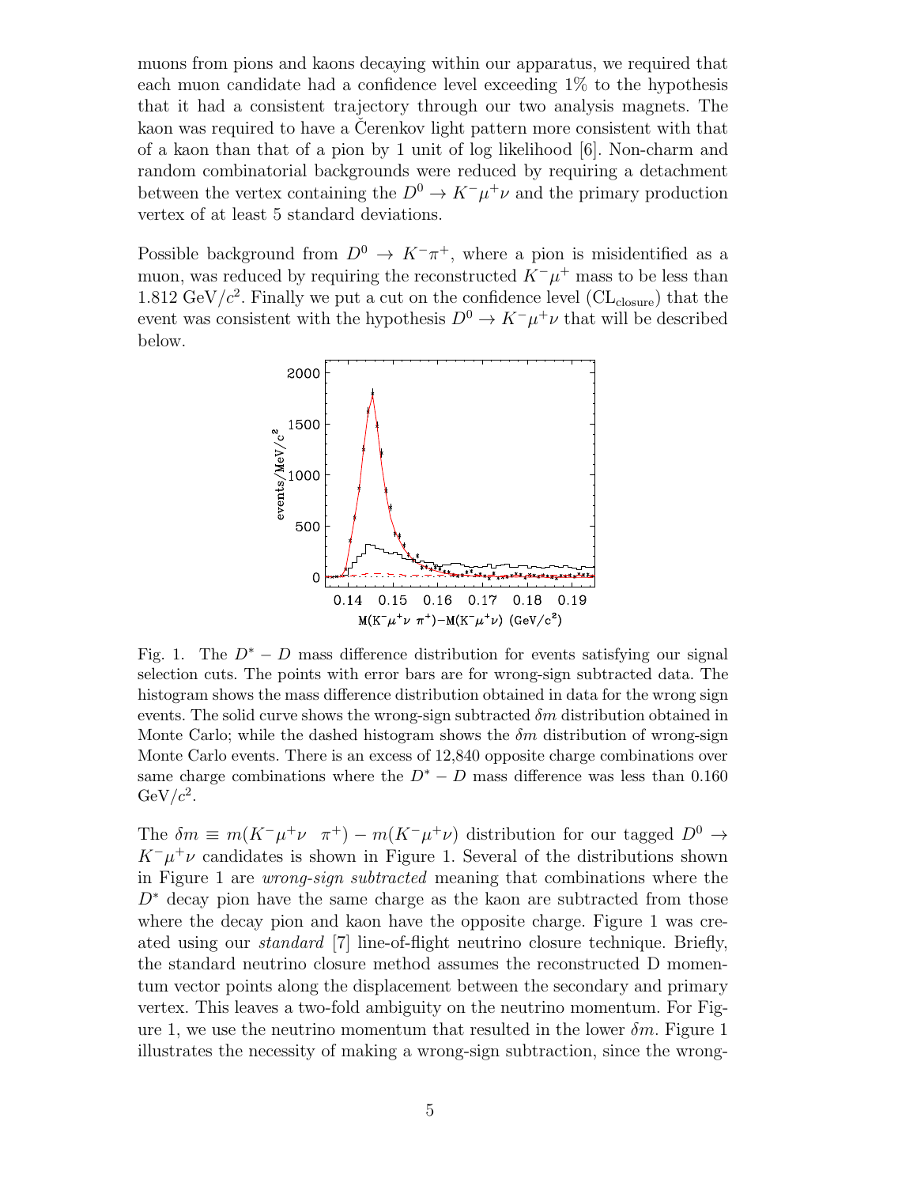muons from pions and kaons decaying within our apparatus, we required that each muon candidate had a confidence level exceeding 1% to the hypothesis that it had a consistent trajectory through our two analysis magnets. The kaon was required to have a Čerenkov light pattern more consistent with that of a kaon than that of a pion by 1 unit of log likelihood [6]. Non-charm and random combinatorial backgrounds were reduced by requiring a detachment between the vertex containing the $D^0 \to K^-\mu^+\nu$ and the primary production vertex of at least 5 standard deviations.

Possible background from $D^0 \to K^-\pi^+$, where a pion is misidentified as a muon, was reduced by requiring the reconstructed $K^-\mu^+$ mass to be less than 1.812 GeV/$c^2$. Finally we put a cut on the confidence level ($\mathrm{CL}_{\mathrm{closure}}$) that the event was consistent with the hypothesis $D^0 \to K^-\mu^+\nu$ that will be described below.

Fig. 1. The $D^* - D$ mass difference distribution for events satisfying our signal selection cuts. The points with error bars are for wrong-sign subtracted data. The histogram shows the mass difference distribution obtained in data for the wrong sign events. The solid curve shows the wrong-sign subtracted $\delta m$ distribution obtained in Monte Carlo; while the dashed histogram shows the $\delta m$ distribution of wrong-sign Monte Carlo events. There is an excess of 12,840 opposite charge combinations over same charge combinations where the $D^* - D$ mass difference was less than 0.160 GeV/$c^2$.

The $\delta m \equiv m(K^-\mu^+\nu \;\; \pi^+) - m(K^-\mu^+\nu)$ distribution for our tagged $D^0 \to K^-\mu^+\nu$ candidates is shown in Figure 1. Several of the distributions shown in Figure 1 are *wrong-sign subtracted* meaning that combinations where the $D^*$ decay pion have the same charge as the kaon are subtracted from those where the decay pion and kaon have the opposite charge. Figure 1 was created using our *standard* [7] line-of-flight neutrino closure technique. Briefly, the standard neutrino closure method assumes the reconstructed D momentum vector points along the displacement between the secondary and primary vertex. This leaves a two-fold ambiguity on the neutrino momentum. For Figure 1, we use the neutrino momentum that resulted in the lower $\delta m$. Figure 1 illustrates the necessity of making a wrong-sign subtraction, since the wrong-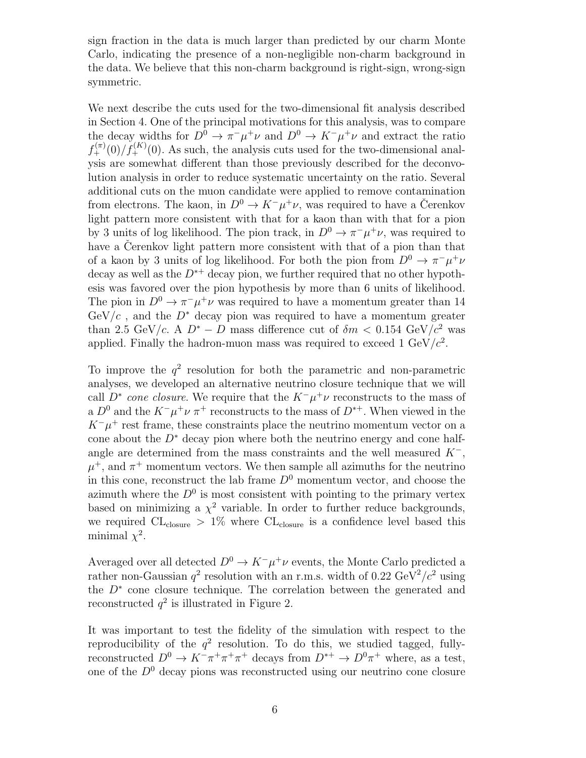sign fraction in the data is much larger than predicted by our charm Monte Carlo, indicating the presence of a non-negligible non-charm background in the data. We believe that this non-charm background is right-sign, wrong-sign symmetric.

We next describe the cuts used for the two-dimensional fit analysis described in Section 4. One of the principal motivations for this analysis, was to compare the decay widths for $D^0 \to \pi^- \mu^+ \nu$ and $D^0 \to K^- \mu^+ \nu$ and extract the ratio $f_+^{(\pi)}(0)/f_+^{(K)}(0)$. As such, the analysis cuts used for the two-dimensional analysis are somewhat different than those previously described for the deconvolution analysis in order to reduce systematic uncertainty on the ratio. Several additional cuts on the muon candidate were applied to remove contamination from electrons. The kaon, in $D^0 \to K^- \mu^+ \nu$, was required to have a Čerenkov light pattern more consistent with that for a kaon than with that for a pion by 3 units of log likelihood. The pion track, in $D^0 \to \pi^- \mu^+ \nu$, was required to have a Čerenkov light pattern more consistent with that of a pion than that of a kaon by 3 units of log likelihood. For both the pion from $D^0 \to \pi^- \mu^+ \nu$ decay as well as the $D^{*+}$ decay pion, we further required that no other hypothesis was favored over the pion hypothesis by more than 6 units of likelihood. The pion in $D^0 \to \pi^- \mu^+ \nu$ was required to have a momentum greater than 14 GeV/$c$ , and the $D^*$ decay pion was required to have a momentum greater than 2.5 GeV/$c$. A $D^* - D$ mass difference cut of $\delta m < 0.154$ GeV/$c^2$ was applied. Finally the hadron-muon mass was required to exceed 1 GeV/$c^2$.

To improve the $q^2$ resolution for both the parametric and non-parametric analyses, we developed an alternative neutrino closure technique that we will call *$D^*$ cone closure*. We require that the $K^- \mu^+ \nu$ reconstructs to the mass of a $D^0$ and the $K^- \mu^+ \nu\, \pi^+$ reconstructs to the mass of $D^{*+}$. When viewed in the $K^- \mu^+$ rest frame, these constraints place the neutrino momentum vector on a cone about the $D^*$ decay pion where both the neutrino energy and cone half-angle are determined from the mass constraints and the well measured $K^-$, $\mu^+$, and $\pi^+$ momentum vectors. We then sample all azimuths for the neutrino in this cone, reconstruct the lab frame $D^0$ momentum vector, and choose the azimuth where the $D^0$ is most consistent with pointing to the primary vertex based on minimizing a $\chi^2$ variable. In order to further reduce backgrounds, we required $\mathrm{CL_{closure}} > 1\%$ where $\mathrm{CL_{closure}}$ is a confidence level based this minimal $\chi^2$.

Averaged over all detected $D^0 \to K^- \mu^+ \nu$ events, the Monte Carlo predicted a rather non-Gaussian $q^2$ resolution with an r.m.s. width of 0.22 GeV$^2$/$c^2$ using the $D^*$ cone closure technique. The correlation between the generated and reconstructed $q^2$ is illustrated in Figure 2.

It was important to test the fidelity of the simulation with respect to the reproducibility of the $q^2$ resolution. To do this, we studied tagged, fully-reconstructed $D^0 \to K^- \pi^+ \pi^+ \pi^+$ decays from $D^{*+} \to D^0 \pi^+$ where, as a test, one of the $D^0$ decay pions was reconstructed using our neutrino cone closure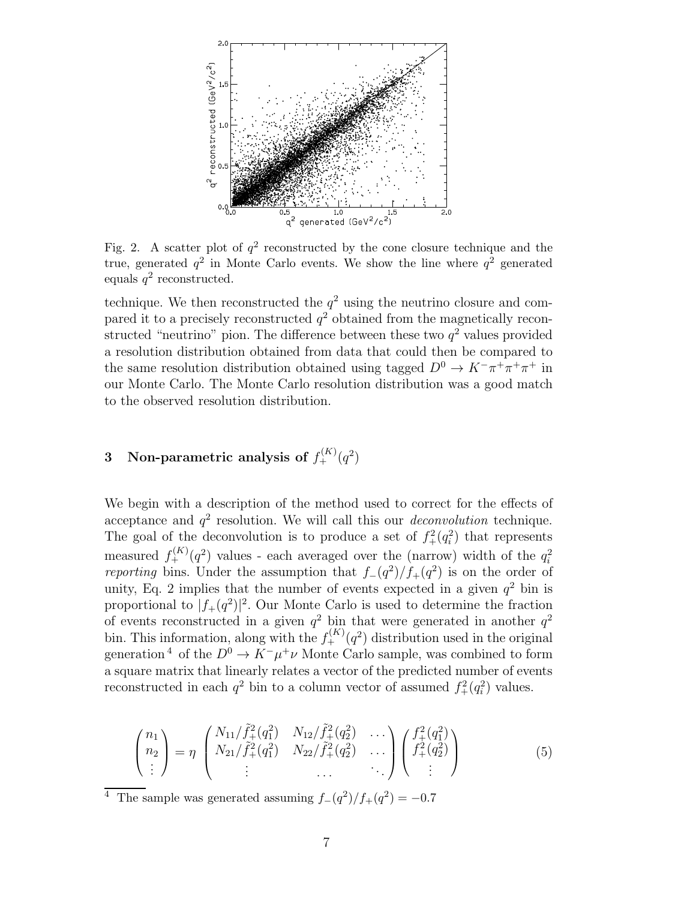Fig. 2. A scatter plot of $q^2$ reconstructed by the cone closure technique and the true, generated $q^2$ in Monte Carlo events. We show the line where $q^2$ generated equals $q^2$ reconstructed.

technique. We then reconstructed the $q^2$ using the neutrino closure and compared it to a precisely reconstructed $q^2$ obtained from the magnetically reconstructed "neutrino" pion. The difference between these two $q^2$ values provided a resolution distribution obtained from data that could then be compared to the same resolution distribution obtained using tagged $D^0 \to K^-\pi^+\pi^+\pi^+$ in our Monte Carlo. The Monte Carlo resolution distribution was a good match to the observed resolution distribution.

## 3 Non-parametric analysis of $f_+^{(K)}(q^2)$

We begin with a description of the method used to correct for the effects of acceptance and $q^2$ resolution. We will call this our *deconvolution* technique. The goal of the deconvolution is to produce a set of $f_+^2(q_i^2)$ that represents measured $f_+^{(K)}(q^2)$ values - each averaged over the (narrow) width of the $q_i^2$ *reporting* bins. Under the assumption that $f_-(q^2)/f_+(q^2)$ is on the order of unity, Eq. 2 implies that the number of events expected in a given $q^2$ bin is proportional to $|f_+(q^2)|^2$. Our Monte Carlo is used to determine the fraction of events reconstructed in a given $q^2$ bin that were generated in another $q^2$ bin. This information, along with the $f_+^{(K)}(q^2)$ distribution used in the original generation [4] of the $D^0 \to K^-\mu^+\nu$ Monte Carlo sample, was combined to form a square matrix that linearly relates a vector of the predicted number of events reconstructed in each $q^2$ bin to a column vector of assumed $f_+^2(q_i^2)$ values.

$$
\begin{pmatrix} n_1 \\ n_2 \\ \vdots \end{pmatrix} = \eta \begin{pmatrix} N_{11}/\tilde{f}_+^2(q_1^2) & N_{12}/\tilde{f}_+^2(q_2^2) & \dots \\ N_{21}/\tilde{f}_+^2(q_1^2) & N_{22}/\tilde{f}_+^2(q_2^2) & \dots \\ \vdots & \dots & \ddots \end{pmatrix} \begin{pmatrix} f_+^2(q_1^2) \\ f_+^2(q_2^2) \\ \vdots \end{pmatrix} \tag{5}
$$

[4] The sample was generated assuming $f_-(q^2)/f_+(q^2) = -0.7$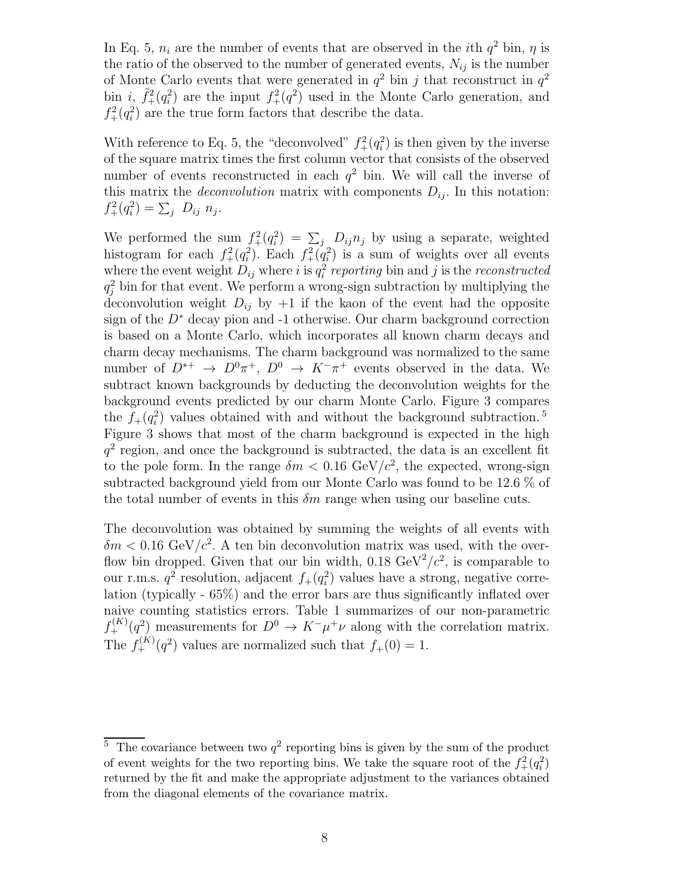In Eq. 5, $n_i$ are the number of events that are observed in the $i$th $q^2$ bin, $\eta$ is the ratio of the observed to the number of generated events, $N_{ij}$ is the number of Monte Carlo events that were generated in $q^2$ bin $j$ that reconstruct in $q^2$ bin $i$, $\tilde{f}_+^2(q_i^2)$ are the input $f_+^2(q^2)$ used in the Monte Carlo generation, and $f_+^2(q_i^2)$ are the true form factors that describe the data.

With reference to Eq. 5, the "deconvolved" $f_+^2(q_i^2)$ is then given by the inverse of the square matrix times the first column vector that consists of the observed number of events reconstructed in each $q^2$ bin. We will call the inverse of this matrix the *deconvolution* matrix with components $D_{ij}$. In this notation: $f_+^2(q_i^2) = \sum_j D_{ij} n_j$.

We performed the sum $f_+^2(q_i^2) = \sum_j D_{ij} n_j$ by using a separate, weighted histogram for each $f_+^2(q_i^2)$. Each $f_+^2(q_i^2)$ is a sum of weights over all events where the event weight $D_{ij}$ where $i$ is $q_i^2$ *reporting* bin and $j$ is the *reconstructed* $q_j^2$ bin for that event. We perform a wrong-sign subtraction by multiplying the deconvolution weight $D_{ij}$ by $+1$ if the kaon of the event had the opposite sign of the $D^*$ decay pion and -1 otherwise. Our charm background correction is based on a Monte Carlo, which incorporates all known charm decays and charm decay mechanisms. The charm background was normalized to the same number of $D^{*+} \to D^0\pi^+$, $D^0 \to K^-\pi^+$ events observed in the data. We subtract known backgrounds by deducting the deconvolution weights for the background events predicted by our charm Monte Carlo. Figure 3 compares the $f_+(q_i^2)$ values obtained with and without the background subtraction.[5] Figure 3 shows that most of the charm background is expected in the high $q^2$ region, and once the background is subtracted, the data is an excellent fit to the pole form. In the range $\delta m < 0.16$ GeV/$c^2$, the expected, wrong-sign subtracted background yield from our Monte Carlo was found to be 12.6 % of the total number of events in this $\delta m$ range when using our baseline cuts.

The deconvolution was obtained by summing the weights of all events with $\delta m < 0.16$ GeV/$c^2$. A ten bin deconvolution matrix was used, with the overflow bin dropped. Given that our bin width, 0.18 GeV$^2$/$c^2$, is comparable to our r.m.s. $q^2$ resolution, adjacent $f_+(q_i^2)$ values have a strong, negative correlation (typically - 65%) and the error bars are thus significantly inflated over naive counting statistics errors. Table 1 summarizes of our non-parametric $f_+^{(K)}(q^2)$ measurements for $D^0 \to K^-\mu^+\nu$ along with the correlation matrix. The $f_+^{(K)}(q^2)$ values are normalized such that $f_+(0) = 1$.

[5] The covariance between two $q^2$ reporting bins is given by the sum of the product of event weights for the two reporting bins. We take the square root of the $f_+^2(q_i^2)$ returned by the fit and make the appropriate adjustment to the variances obtained from the diagonal elements of the covariance matrix.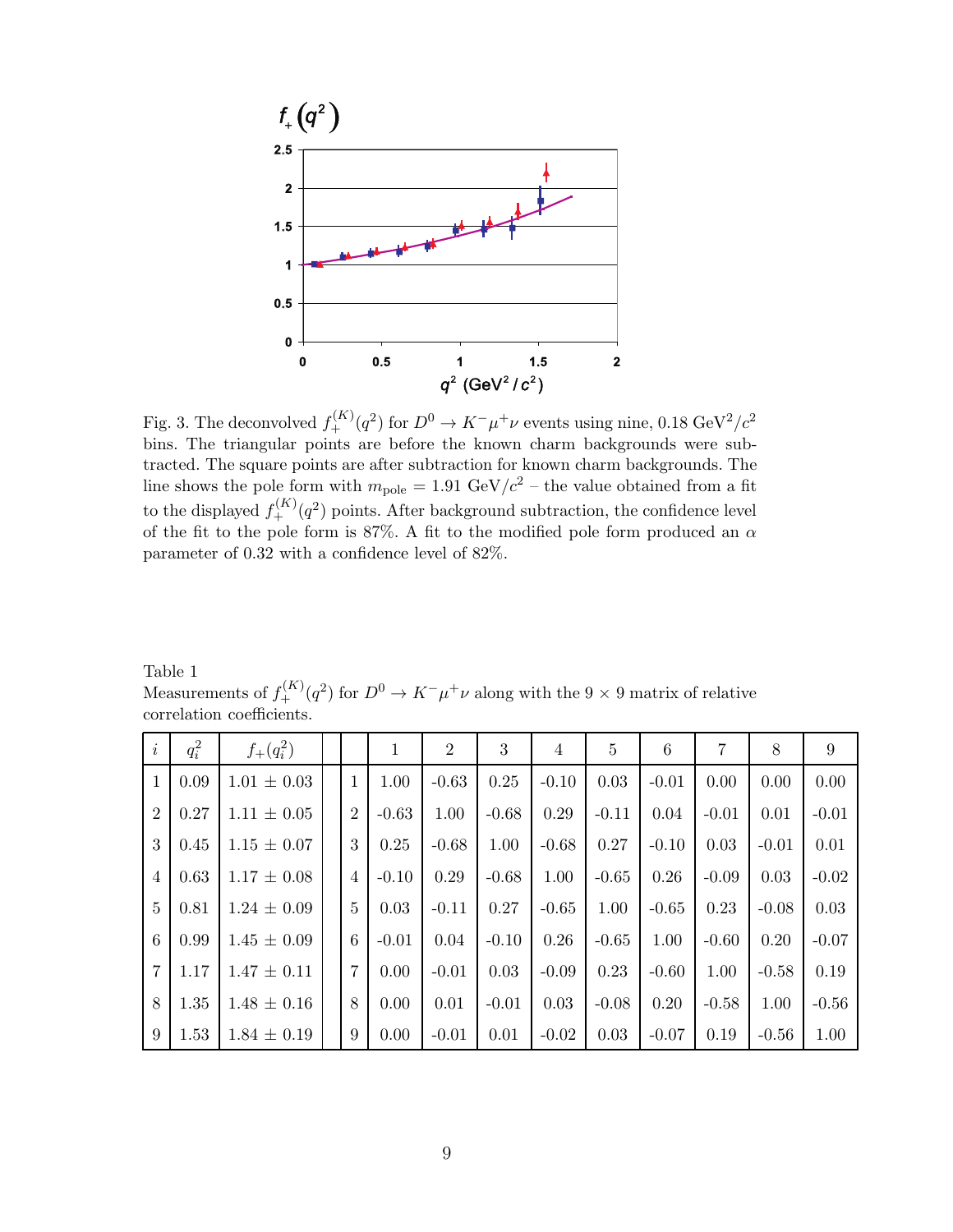Fig. 3. The deconvolved $f_+^{(K)}(q^2)$ for $D^0 \to K^- \mu^+ \nu$ events using nine, 0.18 GeV$^2/c^2$ bins. The triangular points are before the known charm backgrounds were subtracted. The square points are after subtraction for known charm backgrounds. The line shows the pole form with $m_{\text{pole}} = 1.91$ GeV$/c^2$ – the value obtained from a fit to the displayed $f_+^{(K)}(q^2)$ points. After background subtraction, the confidence level of the fit to the pole form is 87%. A fit to the modified pole form produced an $\alpha$ parameter of 0.32 with a confidence level of 82%.

Table 1
Measurements of $f_+^{(K)}(q^2)$ for $D^0 \to K^- \mu^+ \nu$ along with the $9 \times 9$ matrix of relative correlation coefficients.

| $i$ | $q_i^2$ | $f_+(q_i^2)$ | | 1 | 2 | 3 | 4 | 5 | 6 | 7 | 8 | 9 |
|---|---|---|---|---|---|---|---|---|---|---|---|---|
| 1 | 0.09 | 1.01 ± 0.03 | 1 | 1.00 | -0.63 | 0.25 | -0.10 | 0.03 | -0.01 | 0.00 | 0.00 | 0.00 |
| 2 | 0.27 | 1.11 ± 0.05 | 2 | -0.63 | 1.00 | -0.68 | 0.29 | -0.11 | 0.04 | -0.01 | 0.01 | -0.01 |
| 3 | 0.45 | 1.15 ± 0.07 | 3 | 0.25 | -0.68 | 1.00 | -0.68 | 0.27 | -0.10 | 0.03 | -0.01 | 0.01 |
| 4 | 0.63 | 1.17 ± 0.08 | 4 | -0.10 | 0.29 | -0.68 | 1.00 | -0.65 | 0.26 | -0.09 | 0.03 | -0.02 |
| 5 | 0.81 | 1.24 ± 0.09 | 5 | 0.03 | -0.11 | 0.27 | -0.65 | 1.00 | -0.65 | 0.23 | -0.08 | 0.03 |
| 6 | 0.99 | 1.45 ± 0.09 | 6 | -0.01 | 0.04 | -0.10 | 0.26 | -0.65 | 1.00 | -0.60 | 0.20 | -0.07 |
| 7 | 1.17 | 1.47 ± 0.11 | 7 | 0.00 | -0.01 | 0.03 | -0.09 | 0.23 | -0.60 | 1.00 | -0.58 | 0.19 |
| 8 | 1.35 | 1.48 ± 0.16 | 8 | 0.00 | 0.01 | -0.01 | 0.03 | -0.08 | 0.20 | -0.58 | 1.00 | -0.56 |
| 9 | 1.53 | 1.84 ± 0.19 | 9 | 0.00 | -0.01 | 0.01 | -0.02 | 0.03 | -0.07 | 0.19 | -0.56 | 1.00 |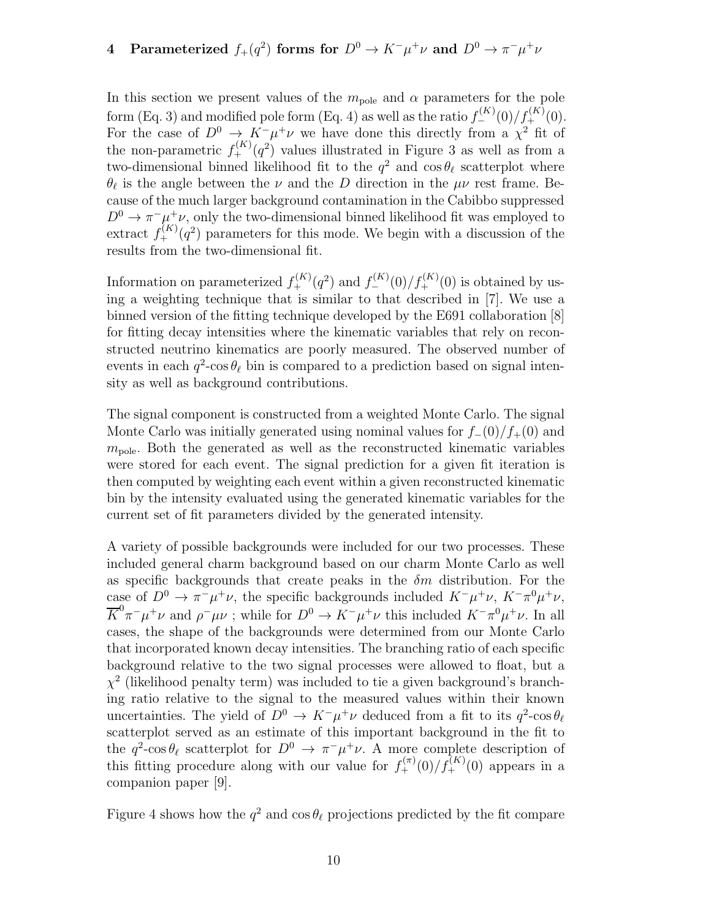## 4 Parameterized $f_+(q^2)$ forms for $D^0 \to K^-\mu^+\nu$ and $D^0 \to \pi^-\mu^+\nu$

In this section we present values of the $m_{\rm pole}$ and $\alpha$ parameters for the pole form (Eq. 3) and modified pole form (Eq. 4) as well as the ratio $f_-^{(K)}(0)/f_+^{(K)}(0)$. For the case of $D^0 \to K^-\mu^+\nu$ we have done this directly from a $\chi^2$ fit of the non-parametric $f_+^{(K)}(q^2)$ values illustrated in Figure 3 as well as from a two-dimensional binned likelihood fit to the $q^2$ and $\cos\theta_\ell$ scatterplot where $\theta_\ell$ is the angle between the $\nu$ and the $D$ direction in the $\mu\nu$ rest frame. Because of the much larger background contamination in the Cabibbo suppressed $D^0 \to \pi^-\mu^+\nu$, only the two-dimensional binned likelihood fit was employed to extract $f_+^{(K)}(q^2)$ parameters for this mode. We begin with a discussion of the results from the two-dimensional fit.

Information on parameterized $f_+^{(K)}(q^2)$ and $f_-^{(K)}(0)/f_+^{(K)}(0)$ is obtained by using a weighting technique that is similar to that described in [7]. We use a binned version of the fitting technique developed by the E691 collaboration [8] for fitting decay intensities where the kinematic variables that rely on reconstructed neutrino kinematics are poorly measured. The observed number of events in each $q^2$-$\cos\theta_\ell$ bin is compared to a prediction based on signal intensity as well as background contributions.

The signal component is constructed from a weighted Monte Carlo. The signal Monte Carlo was initially generated using nominal values for $f_-(0)/f_+(0)$ and $m_{\rm pole}$. Both the generated as well as the reconstructed kinematic variables were stored for each event. The signal prediction for a given fit iteration is then computed by weighting each event within a given reconstructed kinematic bin by the intensity evaluated using the generated kinematic variables for the current set of fit parameters divided by the generated intensity.

A variety of possible backgrounds were included for our two processes. These included general charm background based on our charm Monte Carlo as well as specific backgrounds that create peaks in the $\delta m$ distribution. For the case of $D^0 \to \pi^-\mu^+\nu$, the specific backgrounds included $K^-\mu^+\nu$, $K^-\pi^0\mu^+\nu$, $\overline{K}^0\pi^-\mu^+\nu$ and $\rho^-\mu\nu$ ; while for $D^0 \to K^-\mu^+\nu$ this included $K^-\pi^0\mu^+\nu$. In all cases, the shape of the backgrounds were determined from our Monte Carlo that incorporated known decay intensities. The branching ratio of each specific background relative to the two signal processes were allowed to float, but a $\chi^2$ (likelihood penalty term) was included to tie a given background's branching ratio relative to the signal to the measured values within their known uncertainties. The yield of $D^0 \to K^-\mu^+\nu$ deduced from a fit to its $q^2$-$\cos\theta_\ell$ scatterplot served as an estimate of this important background in the fit to the $q^2$-$\cos\theta_\ell$ scatterplot for $D^0 \to \pi^-\mu^+\nu$. A more complete description of this fitting procedure along with our value for $f_+^{(\pi)}(0)/f_+^{(K)}(0)$ appears in a companion paper [9].

Figure 4 shows how the $q^2$ and $\cos\theta_\ell$ projections predicted by the fit compare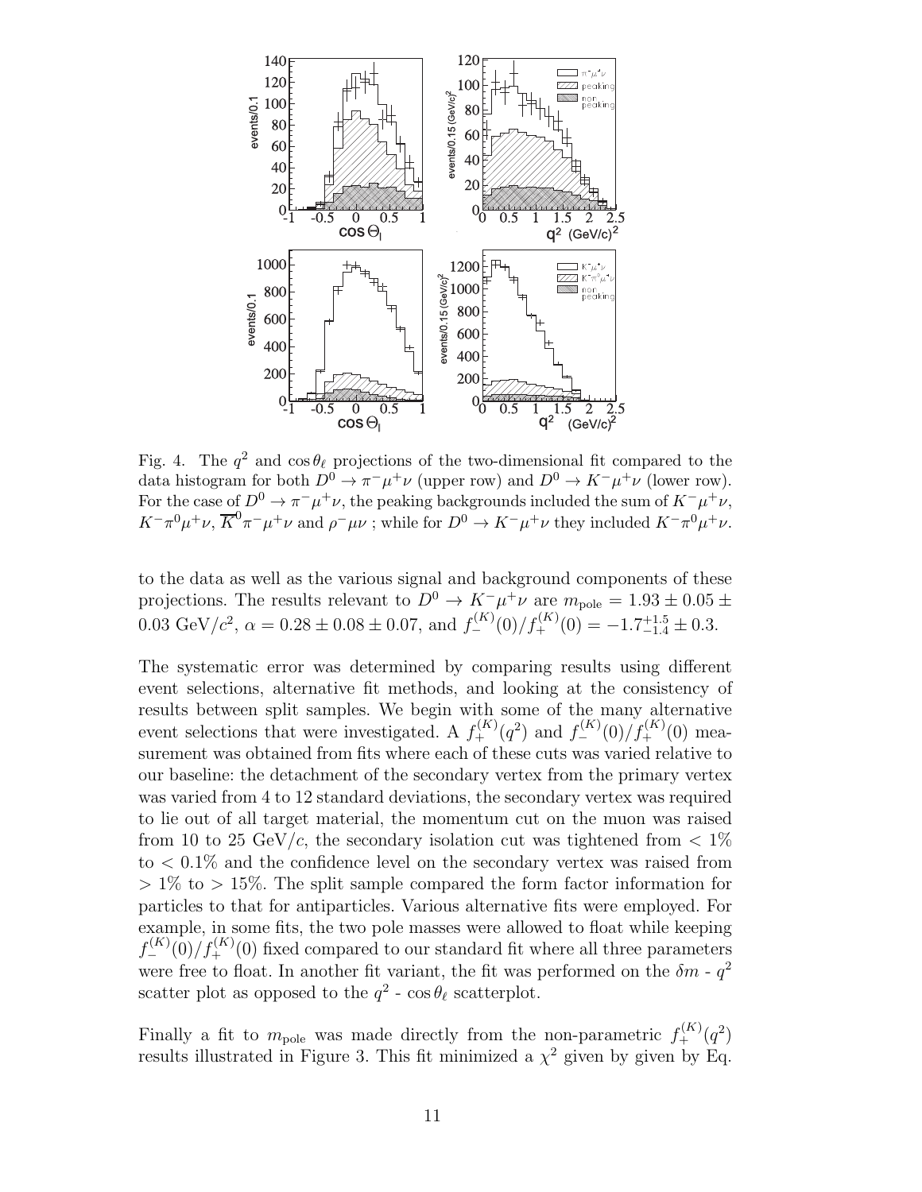Fig. 4. The $q^2$ and $\cos\theta_\ell$ projections of the two-dimensional fit compared to the data histogram for both $D^0 \to \pi^-\mu^+\nu$ (upper row) and $D^0 \to K^-\mu^+\nu$ (lower row). For the case of $D^0 \to \pi^-\mu^+\nu$, the peaking backgrounds included the sum of $K^-\mu^+\nu$, $K^-\pi^0\mu^+\nu$, $\overline{K}^0\pi^-\mu^+\nu$ and $\rho^-\mu\nu$ ; while for $D^0 \to K^-\mu^+\nu$ they included $K^-\pi^0\mu^+\nu$.

to the data as well as the various signal and background components of these projections. The results relevant to $D^0 \to K^-\mu^+\nu$ are $m_{\text{pole}} = 1.93 \pm 0.05 \pm 0.03$ GeV$/c^2$, $\alpha = 0.28 \pm 0.08 \pm 0.07$, and $f_-^{(K)}(0)/f_+^{(K)}(0) = -1.7^{+1.5}_{-1.4} \pm 0.3$.

The systematic error was determined by comparing results using different event selections, alternative fit methods, and looking at the consistency of results between split samples. We begin with some of the many alternative event selections that were investigated. A $f_+^{(K)}(q^2)$ and $f_-^{(K)}(0)/f_+^{(K)}(0)$ measurement was obtained from fits where each of these cuts was varied relative to our baseline: the detachment of the secondary vertex from the primary vertex was varied from 4 to 12 standard deviations, the secondary vertex was required to lie out of all target material, the momentum cut on the muon was raised from 10 to 25 GeV$/c$, the secondary isolation cut was tightened from $< 1\%$ to $< 0.1\%$ and the confidence level on the secondary vertex was raised from $> 1\%$ to $> 15\%$. The split sample compared the form factor information for particles to that for antiparticles. Various alternative fits were employed. For example, in some fits, the two pole masses were allowed to float while keeping $f_-^{(K)}(0)/f_+^{(K)}(0)$ fixed compared to our standard fit where all three parameters were free to float. In another fit variant, the fit was performed on the $\delta m$ - $q^2$ scatter plot as opposed to the $q^2$ - $\cos\theta_\ell$ scatterplot.

Finally a fit to $m_{\text{pole}}$ was made directly from the non-parametric $f_+^{(K)}(q^2)$ results illustrated in Figure 3. This fit minimized a $\chi^2$ given by given by Eq.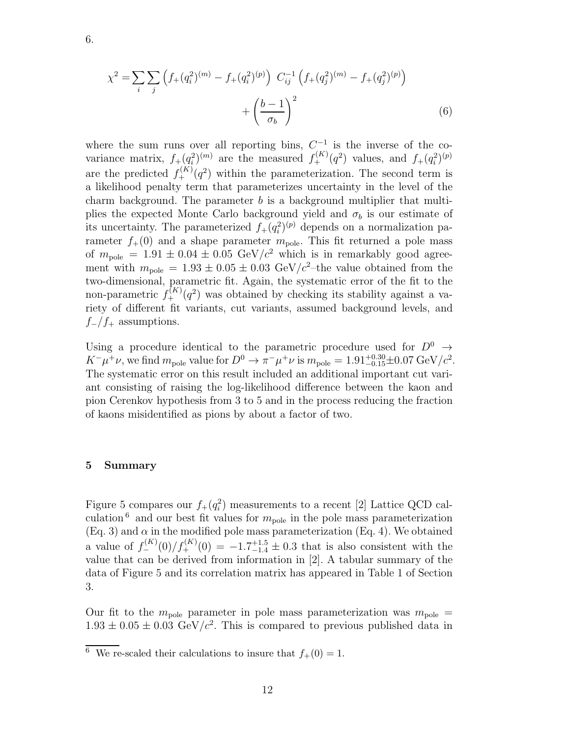6.

$$\chi^2 = \sum_i \sum_j \left( f_+(q_i^2)^{(m)} - f_+(q_i^2)^{(p)} \right) \; C_{ij}^{-1} \left( f_+(q_j^2)^{(m)} - f_+(q_j^2)^{(p)} \right) + \left( \frac{b-1}{\sigma_b} \right)^2 \tag{6}$$

where the sum runs over all reporting bins, $C^{-1}$ is the inverse of the covariance matrix, $f_+(q_i^2)^{(m)}$ are the measured $f_+^{(K)}(q^2)$ values, and $f_+(q_i^2)^{(p)}$ are the predicted $f_+^{(K)}(q^2)$ within the parameterization. The second term is a likelihood penalty term that parameterizes uncertainty in the level of the charm background. The parameter $b$ is a background multiplier that multiplies the expected Monte Carlo background yield and $\sigma_b$ is our estimate of its uncertainty. The parameterized $f_+(q_i^2)^{(p)}$ depends on a normalization parameter $f_+(0)$ and a shape parameter $m_{\text{pole}}$. This fit returned a pole mass of $m_{\text{pole}} = 1.91 \pm 0.04 \pm 0.05$ GeV/$c^2$ which is in remarkably good agreement with $m_{\text{pole}} = 1.93 \pm 0.05 \pm 0.03$ GeV/$c^2$–the value obtained from the two-dimensional, parametric fit. Again, the systematic error of the fit to the non-parametric $f_+^{(K)}(q^2)$ was obtained by checking its stability against a variety of different fit variants, cut variants, assumed background levels, and $f_-/f_+$ assumptions.

Using a procedure identical to the parametric procedure used for $D^0 \to K^-\mu^+\nu$, we find $m_{\text{pole}}$ value for $D^0 \to \pi^-\mu^+\nu$ is $m_{\text{pole}} = 1.91^{+0.30}_{-0.15} \pm 0.07$ GeV/$c^2$. The systematic error on this result included an additional important cut variant consisting of raising the log-likelihood difference between the kaon and pion Cerenkov hypothesis from 3 to 5 and in the process reducing the fraction of kaons misidentified as pions by about a factor of two.

## 5 Summary

Figure 5 compares our $f_+(q_i^2)$ measurements to a recent [2] Lattice QCD calculation [6] and our best fit values for $m_{\text{pole}}$ in the pole mass parameterization (Eq. 3) and $\alpha$ in the modified pole mass parameterization (Eq. 4). We obtained a value of $f_-^{(K)}(0)/f_+^{(K)}(0) = -1.7^{+1.5}_{-1.4} \pm 0.3$ that is also consistent with the value that can be derived from information in [2]. A tabular summary of the data of Figure 5 and its correlation matrix has appeared in Table 1 of Section 3.

Our fit to the $m_{\text{pole}}$ parameter in pole mass parameterization was $m_{\text{pole}} = 1.93 \pm 0.05 \pm 0.03$ GeV/$c^2$. This is compared to previous published data in

[6] We re-scaled their calculations to insure that $f_+(0) = 1$.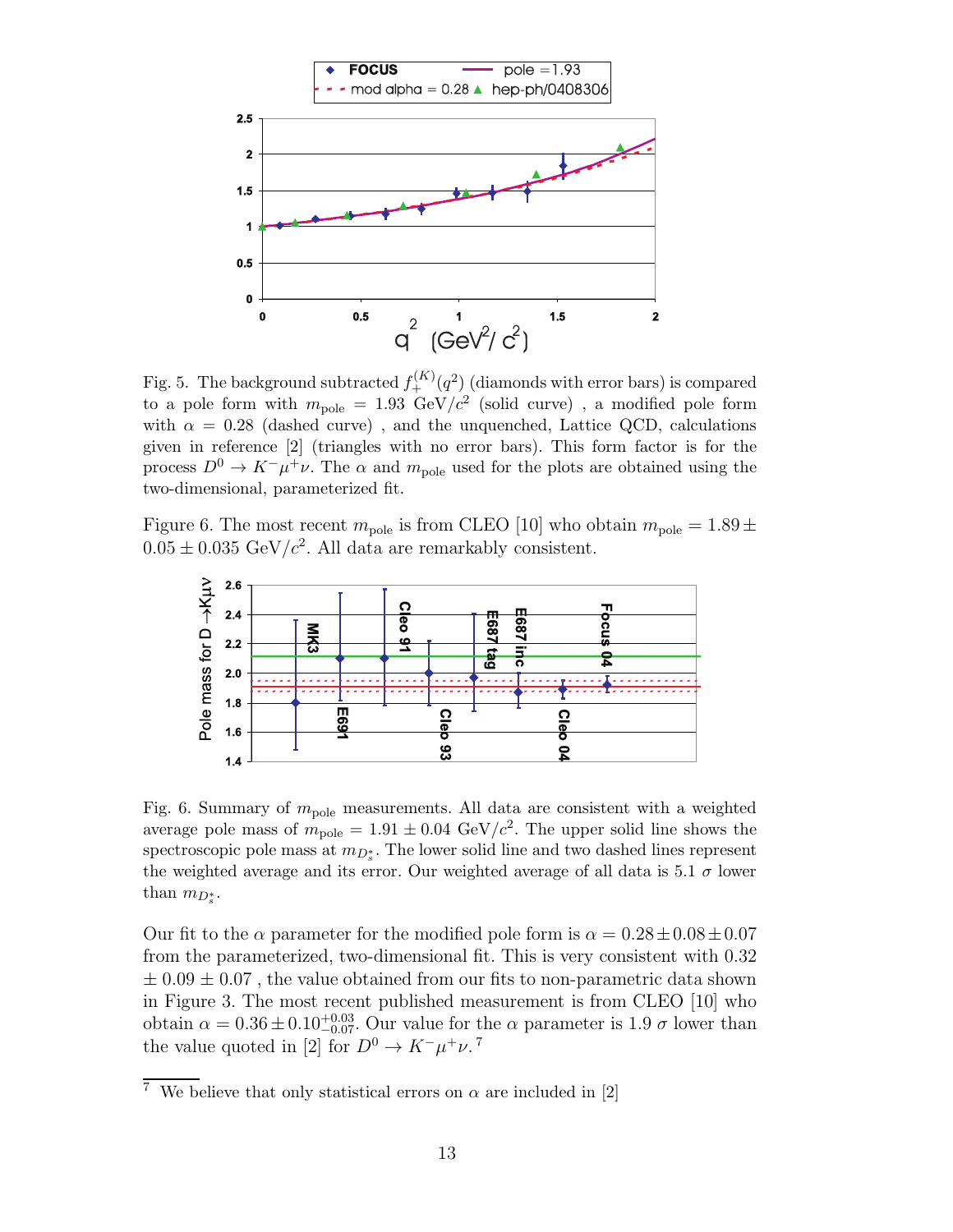Fig. 5. The background subtracted $f_+^{(K)}(q^2)$ (diamonds with error bars) is compared to a pole form with $m_{\text{pole}} = 1.93$ GeV/$c^2$ (solid curve) , a modified pole form with $\alpha = 0.28$ (dashed curve) , and the unquenched, Lattice QCD, calculations given in reference [2] (triangles with no error bars). This form factor is for the process $D^0 \to K^- \mu^+ \nu$. The $\alpha$ and $m_{\text{pole}}$ used for the plots are obtained using the two-dimensional, parameterized fit.

Figure 6. The most recent $m_{\text{pole}}$ is from CLEO [10] who obtain $m_{\text{pole}} = 1.89 \pm 0.05 \pm 0.035$ GeV/$c^2$. All data are remarkably consistent.

Fig. 6. Summary of $m_{\text{pole}}$ measurements. All data are consistent with a weighted average pole mass of $m_{\text{pole}} = 1.91 \pm 0.04$ GeV/$c^2$. The upper solid line shows the spectroscopic pole mass at $m_{D_s^*}$. The lower solid line and two dashed lines represent the weighted average and its error. Our weighted average of all data is 5.1 $\sigma$ lower than $m_{D_s^*}$.

Our fit to the $\alpha$ parameter for the modified pole form is $\alpha = 0.28 \pm 0.08 \pm 0.07$ from the parameterized, two-dimensional fit. This is very consistent with 0.32 $\pm$ 0.09 $\pm$ 0.07 , the value obtained from our fits to non-parametric data shown in Figure 3. The most recent published measurement is from CLEO [10] who obtain $\alpha = 0.36 \pm 0.10^{+0.03}_{-0.07}$. Our value for the $\alpha$ parameter is 1.9 $\sigma$ lower than the value quoted in [2] for $D^0 \to K^- \mu^+ \nu$. [7]

[7] We believe that only statistical errors on $\alpha$ are included in [2]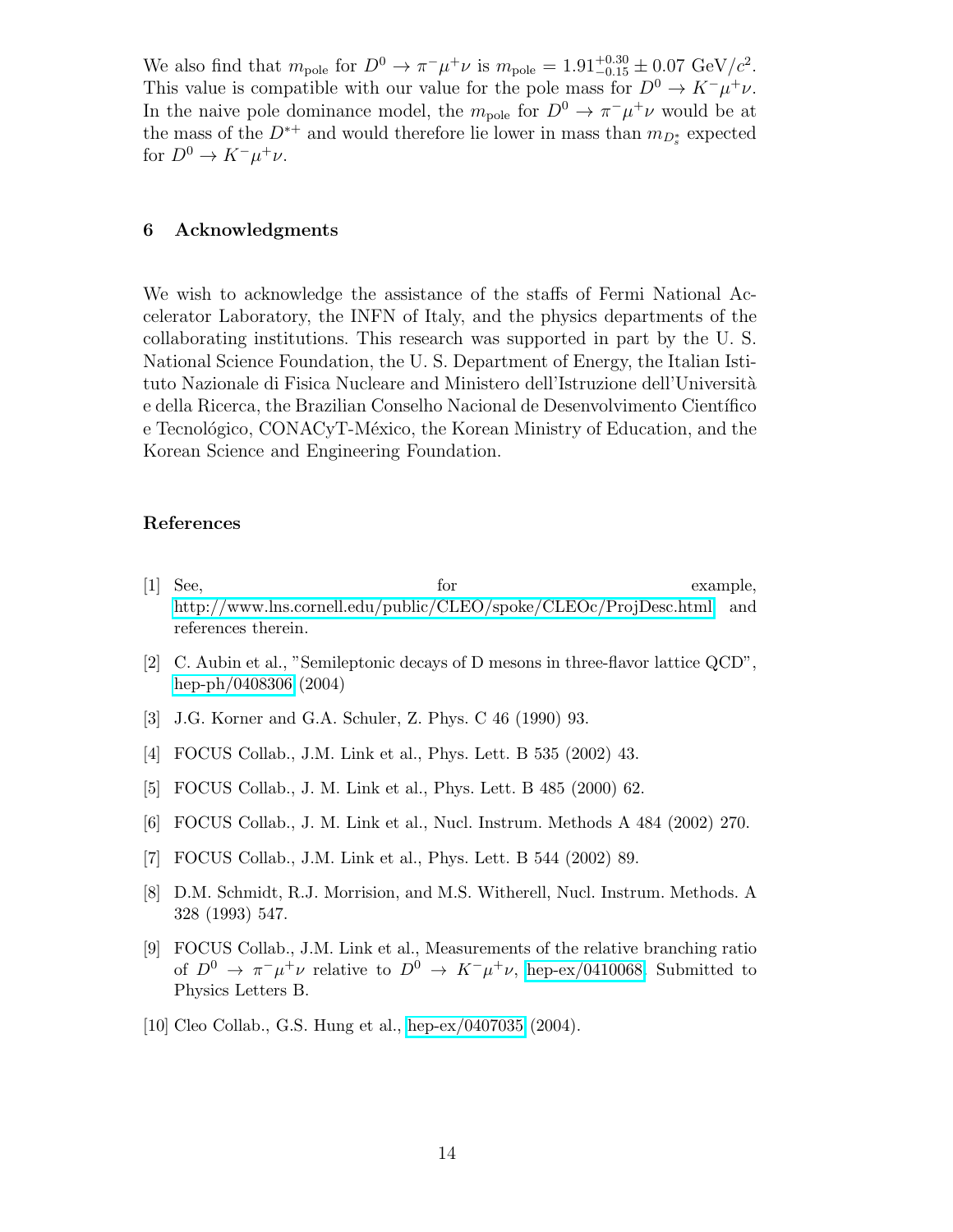We also find that $m_{\text{pole}}$ for $D^0 \to \pi^- \mu^+ \nu$ is $m_{\text{pole}} = 1.91^{+0.30}_{-0.15} \pm 0.07$ GeV/$c^2$. This value is compatible with our value for the pole mass for $D^0 \to K^- \mu^+ \nu$. In the naive pole dominance model, the $m_{\text{pole}}$ for $D^0 \to \pi^- \mu^+ \nu$ would be at the mass of the $D^{*+}$ and would therefore lie lower in mass than $m_{D_s^*}$ expected for $D^0 \to K^- \mu^+ \nu$.

## 6 Acknowledgments

We wish to acknowledge the assistance of the staffs of Fermi National Accelerator Laboratory, the INFN of Italy, and the physics departments of the collaborating institutions. This research was supported in part by the U. S. National Science Foundation, the U. S. Department of Energy, the Italian Istituto Nazionale di Fisica Nucleare and Ministero dell'Istruzione dell'Università e della Ricerca, the Brazilian Conselho Nacional de Desenvolvimento Científico e Tecnológico, CONACyT-México, the Korean Ministry of Education, and the Korean Science and Engineering Foundation.

## References

[1] See, for example, http://www.lns.cornell.edu/public/CLEO/spoke/CLEOc/ProjDesc.html and references therein.

[2] C. Aubin et al., "Semileptonic decays of D mesons in three-flavor lattice QCD", hep-ph/0408306 (2004)

[3] J.G. Korner and G.A. Schuler, Z. Phys. C 46 (1990) 93.

[4] FOCUS Collab., J.M. Link et al., Phys. Lett. B 535 (2002) 43.

[5] FOCUS Collab., J. M. Link et al., Phys. Lett. B 485 (2000) 62.

[6] FOCUS Collab., J. M. Link et al., Nucl. Instrum. Methods A 484 (2002) 270.

[7] FOCUS Collab., J.M. Link et al., Phys. Lett. B 544 (2002) 89.

[8] D.M. Schmidt, R.J. Morrision, and M.S. Witherell, Nucl. Instrum. Methods. A 328 (1993) 547.

[9] FOCUS Collab., J.M. Link et al., Measurements of the relative branching ratio of $D^0 \to \pi^- \mu^+ \nu$ relative to $D^0 \to K^- \mu^+ \nu$, hep-ex/0410068. Submitted to Physics Letters B.

[10] Cleo Collab., G.S. Hung et al., hep-ex/0407035 (2004).